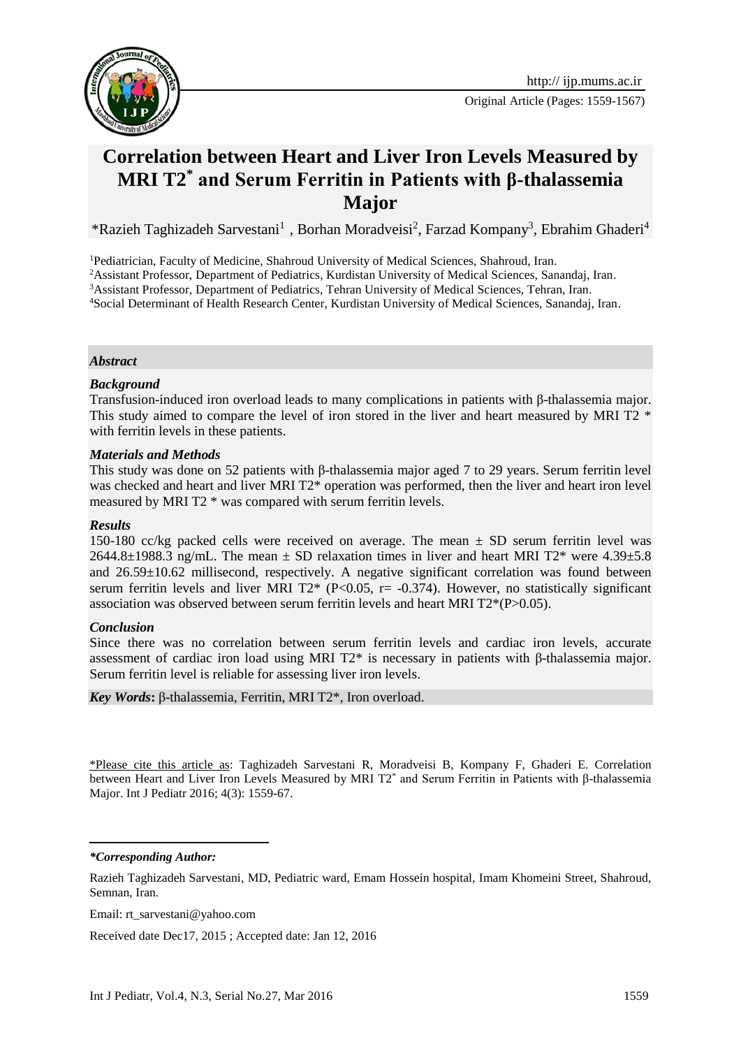Original Article (Pages: 1559-1567)

# Correlation between Heart and Liver Iron Levels Measured by MRI T2* and Serum Ferritin in Patients with β-thalassemia Major

*Razieh Taghizadeh Sarvestani[1], Borhan Moradveisi[2], Farzad Kompany[3], Ebrahim Ghaderi[4]

[1]Pediatrician, Faculty of Medicine, Shahroud University of Medical Sciences, Shahroud, Iran.

[2]Assistant Professor, Department of Pediatrics, Kurdistan University of Medical Sciences, Sanandaj, Iran.

[3]Assistant Professor, Department of Pediatrics, Tehran University of Medical Sciences, Tehran, Iran.

[4]Social Determinant of Health Research Center, Kurdistan University of Medical Sciences, Sanandaj, Iran.

## *Abstract*

### *Background*

Transfusion-induced iron overload leads to many complications in patients with β-thalassemia major. This study aimed to compare the level of iron stored in the liver and heart measured by MRI T2 * with ferritin levels in these patients.

### *Materials and Methods*

This study was done on 52 patients with β-thalassemia major aged 7 to 29 years. Serum ferritin level was checked and heart and liver MRI T2* operation was performed, then the liver and heart iron level measured by MRI T2 * was compared with serum ferritin levels.

### *Results*

150-180 cc/kg packed cells were received on average. The mean ± SD serum ferritin level was 2644.8±1988.3 ng/mL. The mean ± SD relaxation times in liver and heart MRI T2* were 4.39±5.8 and 26.59±10.62 millisecond, respectively. A negative significant correlation was found between serum ferritin levels and liver MRI T2* ($P<0.05$, $r= -0.374$). However, no statistically significant association was observed between serum ferritin levels and heart MRI T2*($P>0.05$).

### *Conclusion*

Since there was no correlation between serum ferritin levels and cardiac iron levels, accurate assessment of cardiac iron load using MRI T2* is necessary in patients with β-thalassemia major. Serum ferritin level is reliable for assessing liver iron levels.

***Key Words*:** β-thalassemia, Ferritin, MRI T2*, Iron overload.

*Please cite this article as: Taghizadeh Sarvestani R, Moradveisi B, Kompany F, Ghaderi E. Correlation between Heart and Liver Iron Levels Measured by MRI T2* and Serum Ferritin in Patients with β-thalassemia Major. Int J Pediatr 2016; 4(3): 1559-67.

***Corresponding Author:***

Razieh Taghizadeh Sarvestani, MD, Pediatric ward, Emam Hossein hospital, Imam Khomeini Street, Shahroud, Semnan, Iran.

Email: rt_sarvestani@yahoo.com

Received date Dec17, 2015 ; Accepted date: Jan 12, 2016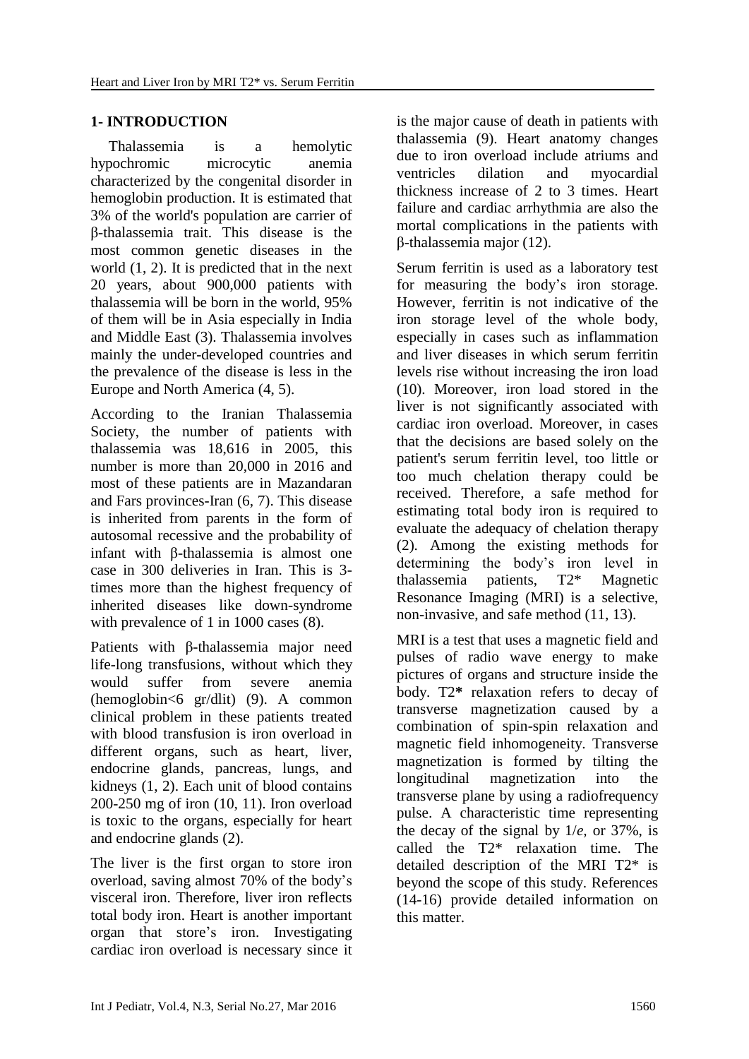## 1- INTRODUCTION

Thalassemia is a hemolytic hypochromic microcytic anemia characterized by the congenital disorder in hemoglobin production. It is estimated that 3% of the world's population are carrier of β-thalassemia trait. This disease is the most common genetic diseases in the world (1, 2). It is predicted that in the next 20 years, about 900,000 patients with thalassemia will be born in the world, 95% of them will be in Asia especially in India and Middle East (3). Thalassemia involves mainly the under-developed countries and the prevalence of the disease is less in the Europe and North America (4, 5).

According to the Iranian Thalassemia Society, the number of patients with thalassemia was 18,616 in 2005, this number is more than 20,000 in 2016 and most of these patients are in Mazandaran and Fars provinces-Iran (6, 7). This disease is inherited from parents in the form of autosomal recessive and the probability of infant with β-thalassemia is almost one case in 300 deliveries in Iran. This is 3-times more than the highest frequency of inherited diseases like down-syndrome with prevalence of 1 in 1000 cases (8).

Patients with β-thalassemia major need life-long transfusions, without which they would suffer from severe anemia (hemoglobin<6 gr/dlit) (9). A common clinical problem in these patients treated with blood transfusion is iron overload in different organs, such as heart, liver, endocrine glands, pancreas, lungs, and kidneys (1, 2). Each unit of blood contains 200-250 mg of iron (10, 11). Iron overload is toxic to the organs, especially for heart and endocrine glands (2).

The liver is the first organ to store iron overload, saving almost 70% of the body's visceral iron. Therefore, liver iron reflects total body iron. Heart is another important organ that store's iron. Investigating cardiac iron overload is necessary since it is the major cause of death in patients with thalassemia (9). Heart anatomy changes due to iron overload include atriums and ventricles dilation and myocardial thickness increase of 2 to 3 times. Heart failure and cardiac arrhythmia are also the mortal complications in the patients with β-thalassemia major (12).

Serum ferritin is used as a laboratory test for measuring the body's iron storage. However, ferritin is not indicative of the iron storage level of the whole body, especially in cases such as inflammation and liver diseases in which serum ferritin levels rise without increasing the iron load (10). Moreover, iron load stored in the liver is not significantly associated with cardiac iron overload. Moreover, in cases that the decisions are based solely on the patient's serum ferritin level, too little or too much chelation therapy could be received. Therefore, a safe method for estimating total body iron is required to evaluate the adequacy of chelation therapy (2). Among the existing methods for determining the body's iron level in thalassemia patients, T2* Magnetic Resonance Imaging (MRI) is a selective, non-invasive, and safe method (11, 13).

MRI is a test that uses a magnetic field and pulses of radio wave energy to make pictures of organs and structure inside the body. T2**\*** relaxation refers to decay of transverse magnetization caused by a combination of spin-spin relaxation and magnetic field inhomogeneity. Transverse magnetization is formed by tilting the longitudinal magnetization into the transverse plane by using a radiofrequency pulse. A characteristic time representing the decay of the signal by $1/e$, or 37%, is called the T2* relaxation time. The detailed description of the MRI T2* is beyond the scope of this study. References (14-16) provide detailed information on this matter.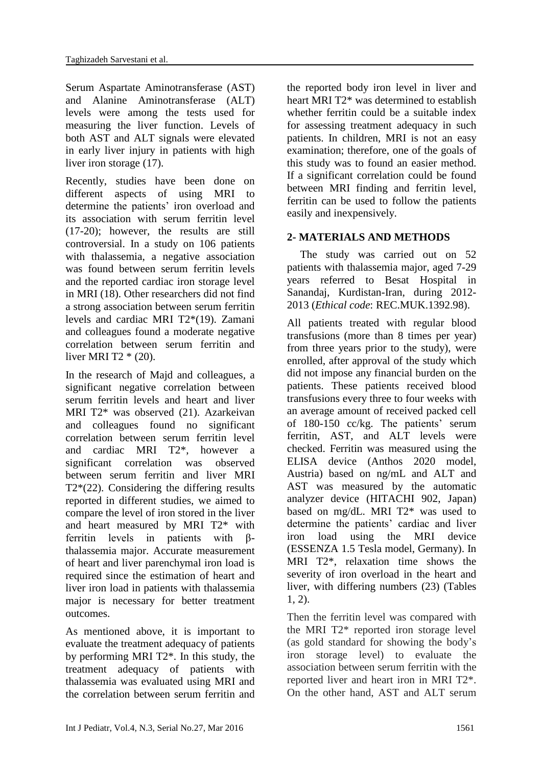Serum Aspartate Aminotransferase (AST) and Alanine Aminotransferase (ALT) levels were among the tests used for measuring the liver function. Levels of both AST and ALT signals were elevated in early liver injury in patients with high liver iron storage (17).

Recently, studies have been done on different aspects of using MRI to determine the patients' iron overload and its association with serum ferritin level (17-20); however, the results are still controversial. In a study on 106 patients with thalassemia, a negative association was found between serum ferritin levels and the reported cardiac iron storage level in MRI (18). Other researchers did not find a strong association between serum ferritin levels and cardiac MRI T2*(19). Zamani and colleagues found a moderate negative correlation between serum ferritin and liver MRI T2 * (20).

In the research of Majd and colleagues, a significant negative correlation between serum ferritin levels and heart and liver MRI T2* was observed (21). Azarkeivan and colleagues found no significant correlation between serum ferritin level and cardiac MRI T2*, however a significant correlation was observed between serum ferritin and liver MRI T2*(22). Considering the differing results reported in different studies, we aimed to compare the level of iron stored in the liver and heart measured by MRI T2* with ferritin levels in patients with β-thalassemia major. Accurate measurement of heart and liver parenchymal iron load is required since the estimation of heart and liver iron load in patients with thalassemia major is necessary for better treatment outcomes.

As mentioned above, it is important to evaluate the treatment adequacy of patients by performing MRI T2*. In this study, the treatment adequacy of patients with thalassemia was evaluated using MRI and the correlation between serum ferritin and the reported body iron level in liver and heart MRI T2* was determined to establish whether ferritin could be a suitable index for assessing treatment adequacy in such patients. In children, MRI is not an easy examination; therefore, one of the goals of this study was to found an easier method. If a significant correlation could be found between MRI finding and ferritin level, ferritin can be used to follow the patients easily and inexpensively.

## 2- MATERIALS AND METHODS

The study was carried out on 52 patients with thalassemia major, aged 7-29 years referred to Besat Hospital in Sanandaj, Kurdistan-Iran, during 2012-2013 (*Ethical code*: REC.MUK.1392.98).

All patients treated with regular blood transfusions (more than 8 times per year) from three years prior to the study), were enrolled, after approval of the study which did not impose any financial burden on the patients. These patients received blood transfusions every three to four weeks with an average amount of received packed cell of 180-150 cc/kg. The patients' serum ferritin, AST, and ALT levels were checked. Ferritin was measured using the ELISA device (Anthos 2020 model, Austria) based on ng/mL and ALT and AST was measured by the automatic analyzer device (HITACHI 902, Japan) based on mg/dL. MRI T2* was used to determine the patients' cardiac and liver iron load using the MRI device (ESSENZA 1.5 Tesla model, Germany). In MRI T2*, relaxation time shows the severity of iron overload in the heart and liver, with differing numbers (23) (Tables 1, 2).

Then the ferritin level was compared with the MRI T2* reported iron storage level (as gold standard for showing the body's iron storage level) to evaluate the association between serum ferritin with the reported liver and heart iron in MRI T2*. On the other hand, AST and ALT serum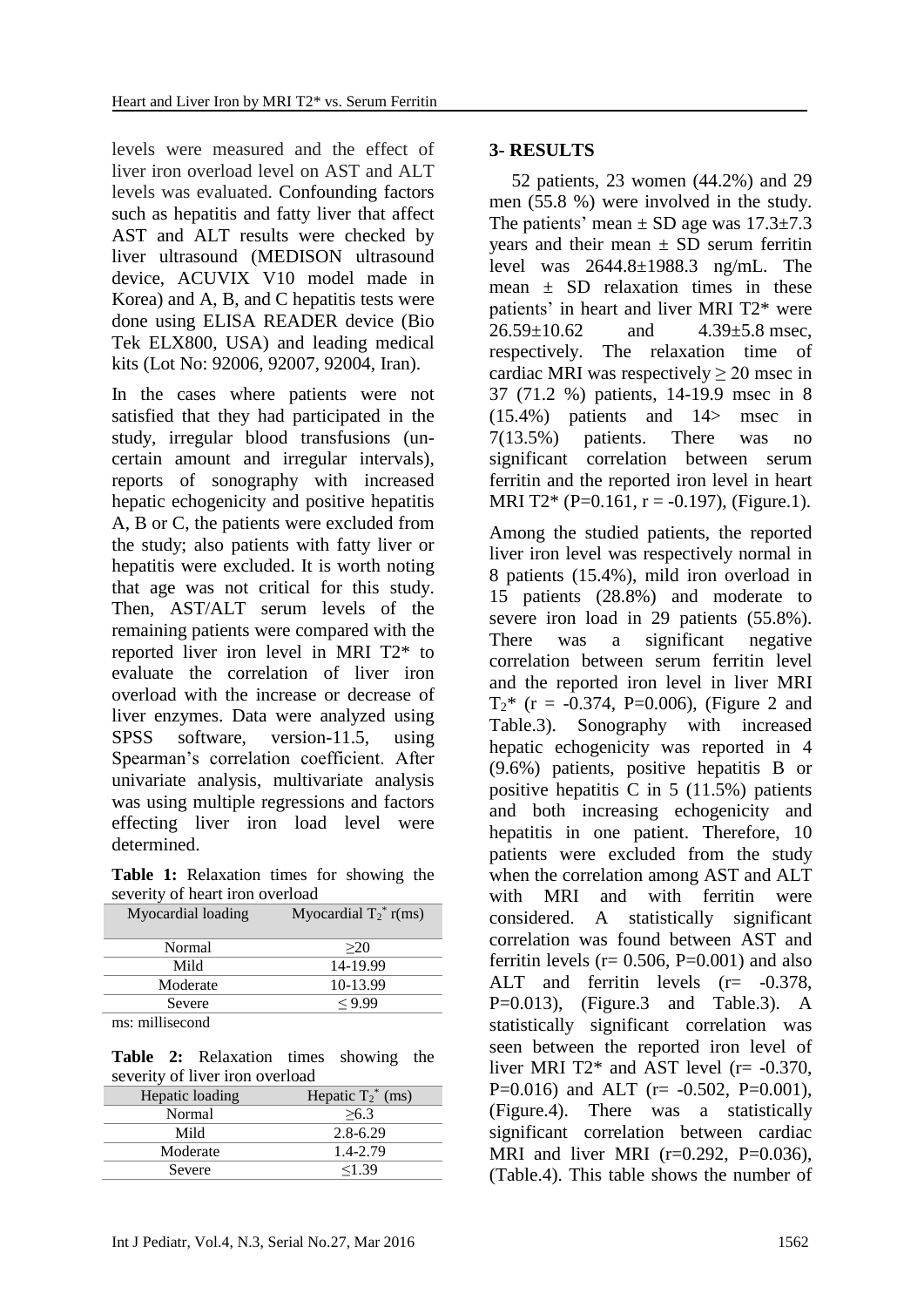levels were measured and the effect of liver iron overload level on AST and ALT levels was evaluated. Confounding factors such as hepatitis and fatty liver that affect AST and ALT results were checked by liver ultrasound (MEDISON ultrasound device, ACUVIX V10 model made in Korea) and A, B, and C hepatitis tests were done using ELISA READER device (Bio Tek ELX800, USA) and leading medical kits (Lot No: 92006, 92007, 92004, Iran).

In the cases where patients were not satisfied that they had participated in the study, irregular blood transfusions (uncertain amount and irregular intervals), reports of sonography with increased hepatic echogenicity and positive hepatitis A, B or C, the patients were excluded from the study; also patients with fatty liver or hepatitis were excluded. It is worth noting that age was not critical for this study. Then, AST/ALT serum levels of the remaining patients were compared with the reported liver iron level in MRI T2* to evaluate the correlation of liver iron overload with the increase or decrease of liver enzymes. Data were analyzed using SPSS software, version-11.5, using Spearman's correlation coefficient. After univariate analysis, multivariate analysis was using multiple regressions and factors effecting liver iron load level were determined.

**Table 1:** Relaxation times for showing the severity of heart iron overload

| Myocardial loading | Myocardial $T_2^*$ r(ms) |
|---|---|
| Normal | ≥20 |
| Mild | 14-19.99 |
| Moderate | 10-13.99 |
| Severe | ≤ 9.99 |

ms: millisecond

**Table 2:** Relaxation times showing the severity of liver iron overload

| Hepatic loading | Hepatic $T_2^*$ (ms) |
|---|---|
| Normal | ≥6.3 |
| Mild | 2.8-6.29 |
| Moderate | 1.4-2.79 |
| Severe | ≤1.39 |

## 3- RESULTS

52 patients, 23 women (44.2%) and 29 men (55.8 %) were involved in the study. The patients' mean ± SD age was 17.3±7.3 years and their mean ± SD serum ferritin level was 2644.8±1988.3 ng/mL. The mean ± SD relaxation times in these patients' in heart and liver MRI T2* were 26.59±10.62 and 4.39±5.8 msec, respectively. The relaxation time of cardiac MRI was respectively ≥ 20 msec in 37 (71.2 %) patients, 14-19.9 msec in 8 (15.4%) patients and 14> msec in 7(13.5%) patients. There was no significant correlation between serum ferritin and the reported iron level in heart MRI T2* (P=0.161, r = -0.197), (Figure.1).

Among the studied patients, the reported liver iron level was respectively normal in 8 patients (15.4%), mild iron overload in 15 patients (28.8%) and moderate to severe iron load in 29 patients (55.8%). There was a significant negative correlation between serum ferritin level and the reported iron level in liver MRI $T_2$* (r = -0.374, P=0.006), (Figure 2 and Table.3). Sonography with increased hepatic echogenicity was reported in 4 (9.6%) patients, positive hepatitis B or positive hepatitis C in 5 (11.5%) patients and both increasing echogenicity and hepatitis in one patient. Therefore, 10 patients were excluded from the study when the correlation among AST and ALT with MRI and with ferritin were considered. A statistically significant correlation was found between AST and ferritin levels (r= 0.506, P=0.001) and also ALT and ferritin levels (r= -0.378, P=0.013), (Figure.3 and Table.3). A statistically significant correlation was seen between the reported iron level of liver MRI T2* and AST level (r= -0.370, P=0.016) and ALT (r= -0.502, P=0.001), (Figure.4). There was a statistically significant correlation between cardiac MRI and liver MRI (r=0.292, P=0.036), (Table.4). This table shows the number of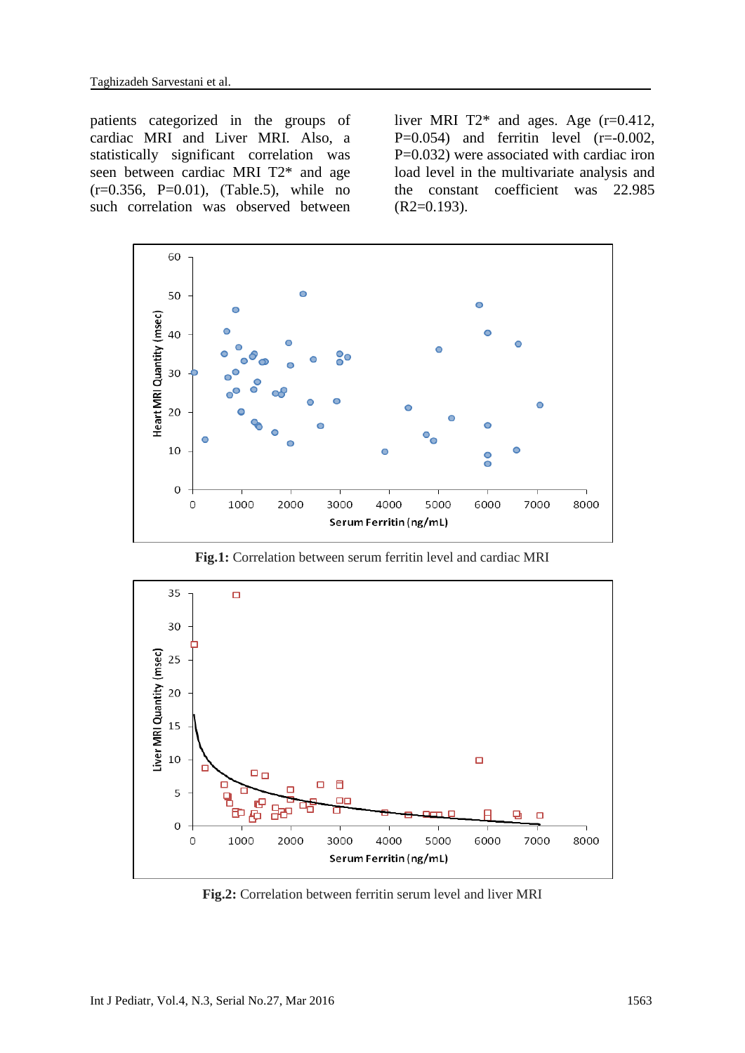patients categorized in the groups of cardiac MRI and Liver MRI. Also, a statistically significant correlation was seen between cardiac MRI T2* and age (r=0.356, P=0.01), (Table.5), while no such correlation was observed between liver MRI T2* and ages. Age (r=0.412, P=0.054) and ferritin level (r=-0.002, P=0.032) were associated with cardiac iron load level in the multivariate analysis and the constant coefficient was 22.985 ($R^2$=0.193).

**Fig.1:** Correlation between serum ferritin level and cardiac MRI

**Fig.2:** Correlation between ferritin serum level and liver MRI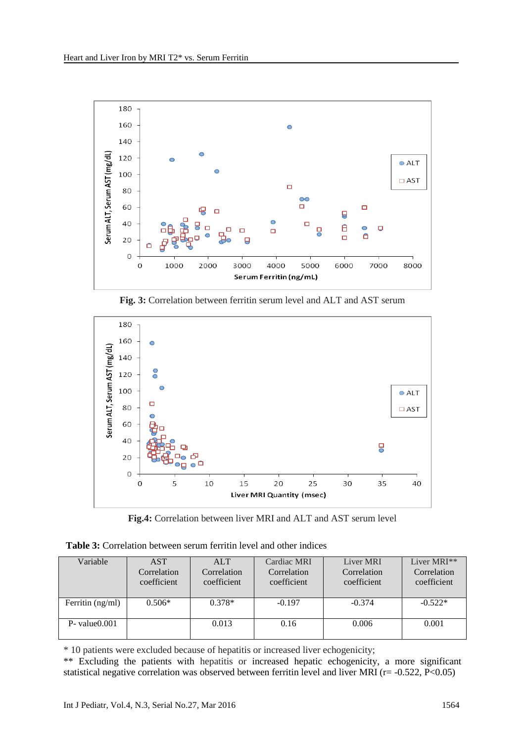**Fig. 3:** Correlation between ferritin serum level and ALT and AST serum

**Fig.4:** Correlation between liver MRI and ALT and AST serum level

**Table 3:** Correlation between serum ferritin level and other indices

| Variable | AST Correlation coefficient | ALT Correlation coefficient | Cardiac MRI Correlation coefficient | Liver MRI Correlation coefficient | Liver MRI** Correlation coefficient |
|---|---|---|---|---|---|
| Ferritin (ng/ml) | 0.506* | 0.378* | -0.197 | -0.374 | -0.522* |
| P- value0.001 | | 0.013 | 0.16 | 0.006 | 0.001 |

* 10 patients were excluded because of hepatitis or increased liver echogenicity;

** Excluding the patients with hepatitis or increased hepatic echogenicity, a more significant statistical negative correlation was observed between ferritin level and liver MRI ($r = -0.522$, $P<0.05$)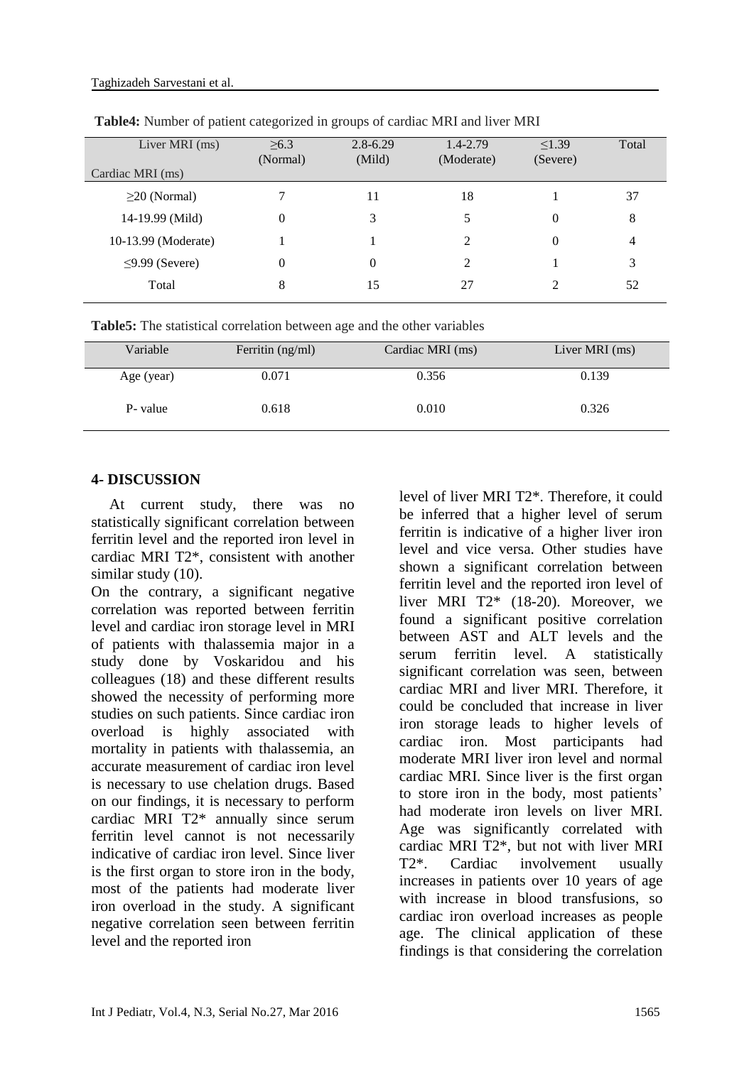**Table4:** Number of patient categorized in groups of cardiac MRI and liver MRI

| Liver MRI (ms) / Cardiac MRI (ms) | ≥6.3 (Normal) | 2.8-6.29 (Mild) | 1.4-2.79 (Moderate) | ≤1.39 (Severe) | Total |
|---|---|---|---|---|---|
| ≥20 (Normal) | 7 | 11 | 18 | 1 | 37 |
| 14-19.99 (Mild) | 0 | 3 | 5 | 0 | 8 |
| 10-13.99 (Moderate) | 1 | 1 | 2 | 0 | 4 |
| ≤9.99 (Severe) | 0 | 0 | 2 | 1 | 3 |
| Total | 8 | 15 | 27 | 2 | 52 |

**Table5:** The statistical correlation between age and the other variables

| Variable | Ferritin (ng/ml) | Cardiac MRI (ms) | Liver MRI (ms) |
|---|---|---|---|
| Age (year) | 0.071 | 0.356 | 0.139 |
| P- value | 0.618 | 0.010 | 0.326 |

## 4- DISCUSSION

At current study, there was no statistically significant correlation between ferritin level and the reported iron level in cardiac MRI T2*, consistent with another similar study (10).

On the contrary, a significant negative correlation was reported between ferritin level and cardiac iron storage level in MRI of patients with thalassemia major in a study done by Voskaridou and his colleagues (18) and these different results showed the necessity of performing more studies on such patients. Since cardiac iron overload is highly associated with mortality in patients with thalassemia, an accurate measurement of cardiac iron level is necessary to use chelation drugs. Based on our findings, it is necessary to perform cardiac MRI T2* annually since serum ferritin level cannot is not necessarily indicative of cardiac iron level. Since liver is the first organ to store iron in the body, most of the patients had moderate liver iron overload in the study. A significant negative correlation seen between ferritin level and the reported iron level of liver MRI T2*. Therefore, it could be inferred that a higher level of serum ferritin is indicative of a higher liver iron level and vice versa. Other studies have shown a significant correlation between ferritin level and the reported iron level of liver MRI T2* (18-20). Moreover, we found a significant positive correlation between AST and ALT levels and the serum ferritin level. A statistically significant correlation was seen, between cardiac MRI and liver MRI. Therefore, it could be concluded that increase in liver iron storage leads to higher levels of cardiac iron. Most participants had moderate MRI liver iron level and normal cardiac MRI. Since liver is the first organ to store iron in the body, most patients' had moderate iron levels on liver MRI. Age was significantly correlated with cardiac MRI T2*, but not with liver MRI T2*. Cardiac involvement usually increases in patients over 10 years of age with increase in blood transfusions, so cardiac iron overload increases as people age. The clinical application of these findings is that considering the correlation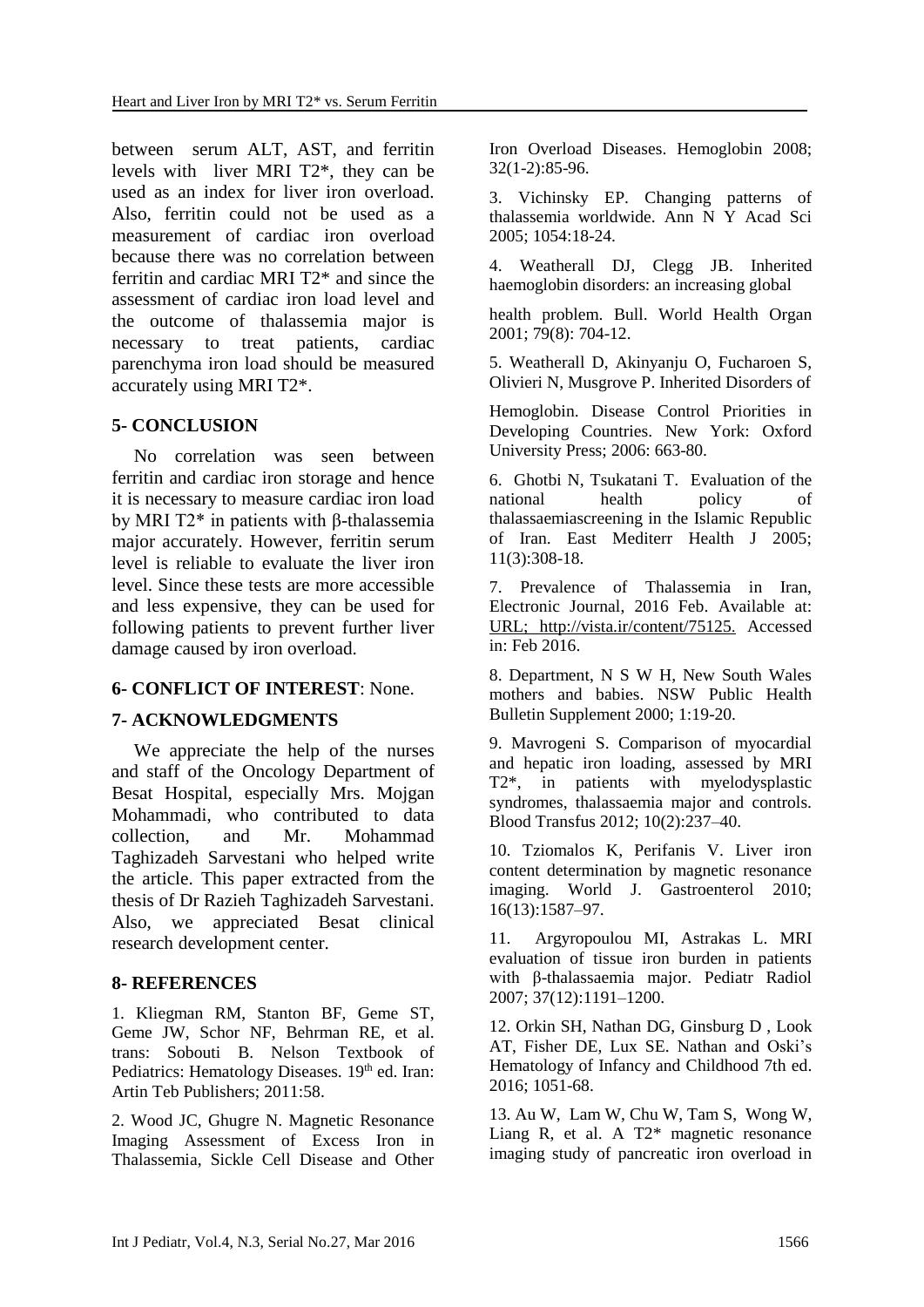between serum ALT, AST, and ferritin levels with liver MRI T2*, they can be used as an index for liver iron overload. Also, ferritin could not be used as a measurement of cardiac iron overload because there was no correlation between ferritin and cardiac MRI T2* and since the assessment of cardiac iron load level and the outcome of thalassemia major is necessary to treat patients, cardiac parenchyma iron load should be measured accurately using MRI T2*.

## 5- CONCLUSION

No correlation was seen between ferritin and cardiac iron storage and hence it is necessary to measure cardiac iron load by MRI T2* in patients with β-thalassemia major accurately. However, ferritin serum level is reliable to evaluate the liver iron level. Since these tests are more accessible and less expensive, they can be used for following patients to prevent further liver damage caused by iron overload.

## 6- CONFLICT OF INTEREST: None.

## 7- ACKNOWLEDGMENTS

We appreciate the help of the nurses and staff of the Oncology Department of Besat Hospital, especially Mrs. Mojgan Mohammadi, who contributed to data collection, and Mr. Mohammad Taghizadeh Sarvestani who helped write the article. This paper extracted from the thesis of Dr Razieh Taghizadeh Sarvestani. Also, we appreciated Besat clinical research development center.

## 8- REFERENCES

1. Kliegman RM, Stanton BF, Geme ST, Geme JW, Schor NF, Behrman RE, et al. trans: Sobouti B. Nelson Textbook of Pediatrics: Hematology Diseases. 19th ed. Iran: Artin Teb Publishers; 2011:58.

2. Wood JC, Ghugre N. Magnetic Resonance Imaging Assessment of Excess Iron in Thalassemia, Sickle Cell Disease and Other Iron Overload Diseases. Hemoglobin 2008; 32(1-2):85-96.

3. Vichinsky EP. Changing patterns of thalassemia worldwide. Ann N Y Acad Sci 2005; 1054:18-24.

4. Weatherall DJ, Clegg JB. Inherited haemoglobin disorders: an increasing global health problem. Bull. World Health Organ 2001; 79(8): 704-12.

5. Weatherall D, Akinyanju O, Fucharoen S, Olivieri N, Musgrove P. Inherited Disorders of Hemoglobin. Disease Control Priorities in Developing Countries. New York: Oxford University Press; 2006: 663-80.

6. Ghotbi N, Tsukatani T. Evaluation of the national health policy of thalassaemiascreening in the Islamic Republic of Iran. East Mediterr Health J 2005; 11(3):308-18.

7. Prevalence of Thalassemia in Iran, Electronic Journal, 2016 Feb. Available at: URL; http://vista.ir/content/75125. Accessed in: Feb 2016.

8. Department, N S W H, New South Wales mothers and babies. NSW Public Health Bulletin Supplement 2000; 1:19-20.

9. Mavrogeni S. Comparison of myocardial and hepatic iron loading, assessed by MRI T2*, in patients with myelodysplastic syndromes, thalassaemia major and controls. Blood Transfus 2012; 10(2):237–40.

10. Tziomalos K, Perifanis V. Liver iron content determination by magnetic resonance imaging. World J. Gastroenterol 2010; 16(13):1587–97.

11. Argyropoulou MI, Astrakas L. MRI evaluation of tissue iron burden in patients with β-thalassaemia major. Pediatr Radiol 2007; 37(12):1191–1200.

12. Orkin SH, Nathan DG, Ginsburg D , Look AT, Fisher DE, Lux SE. Nathan and Oski's Hematology of Infancy and Childhood 7th ed. 2016; 1051-68.

13. Au W, Lam W, Chu W, Tam S, Wong W, Liang R, et al. A T2* magnetic resonance imaging study of pancreatic iron overload in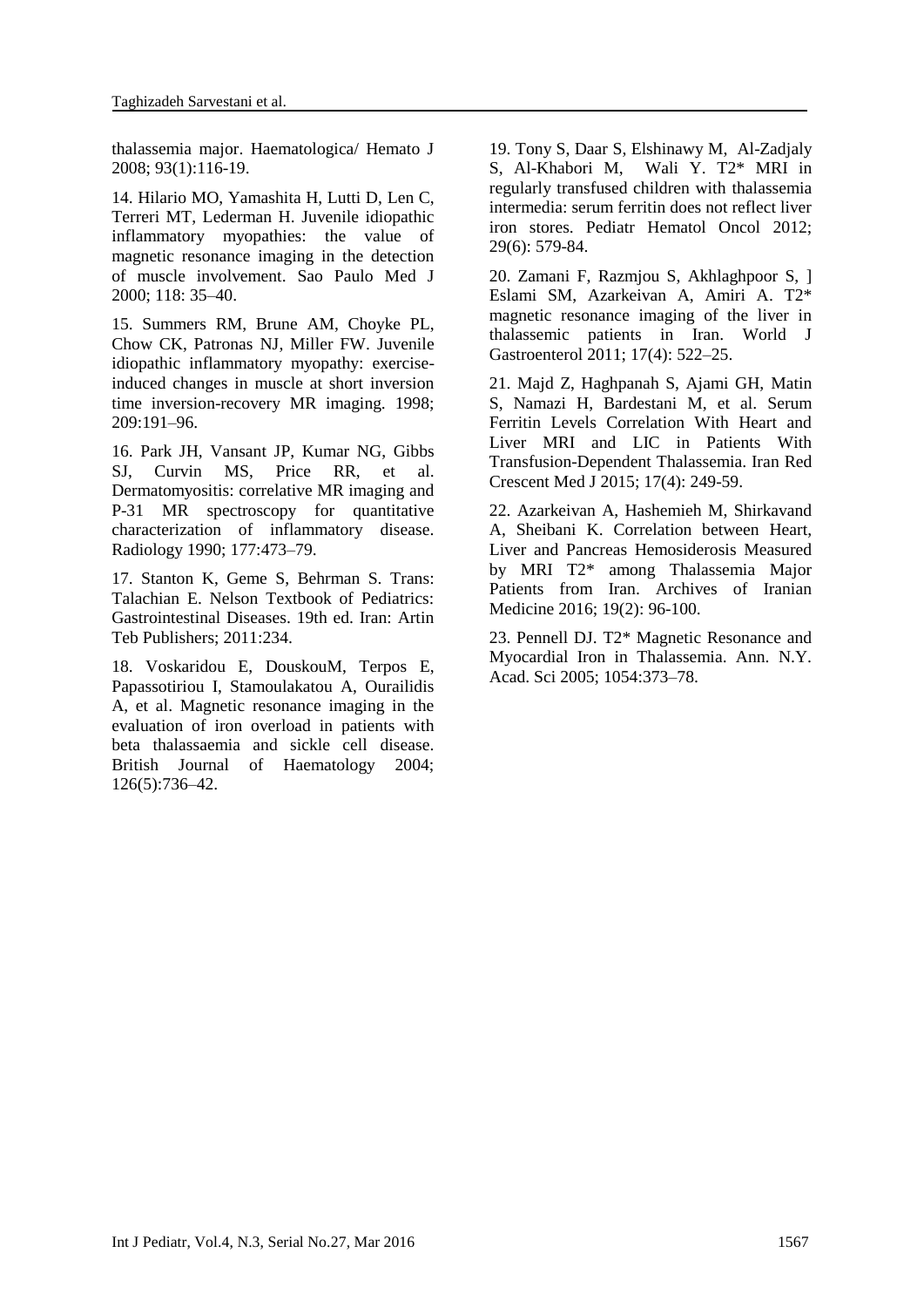thalassemia major. Haematologica/ Hemato J 2008; 93(1):116-19.

14. Hilario MO, Yamashita H, Lutti D, Len C, Terreri MT, Lederman H. Juvenile idiopathic inflammatory myopathies: the value of magnetic resonance imaging in the detection of muscle involvement. Sao Paulo Med J 2000; 118: 35–40.

15. Summers RM, Brune AM, Choyke PL, Chow CK, Patronas NJ, Miller FW. Juvenile idiopathic inflammatory myopathy: exercise-induced changes in muscle at short inversion time inversion-recovery MR imaging. 1998; 209:191–96.

16. Park JH, Vansant JP, Kumar NG, Gibbs SJ, Curvin MS, Price RR, et al. Dermatomyositis: correlative MR imaging and P-31 MR spectroscopy for quantitative characterization of inflammatory disease. Radiology 1990; 177:473–79.

17. Stanton K, Geme S, Behrman S. Trans: Talachian E. Nelson Textbook of Pediatrics: Gastrointestinal Diseases. 19th ed. Iran: Artin Teb Publishers; 2011:234.

18. Voskaridou E, DouskouM, Terpos E, Papassotiriou I, Stamoulakatou A, Ourailidis A, et al. Magnetic resonance imaging in the evaluation of iron overload in patients with beta thalassaemia and sickle cell disease. British Journal of Haematology 2004; 126(5):736–42.

19. Tony S, Daar S, Elshinawy M, Al-Zadjaly S, Al-Khabori M, Wali Y. T2* MRI in regularly transfused children with thalassemia intermedia: serum ferritin does not reflect liver iron stores. Pediatr Hematol Oncol 2012; 29(6): 579-84.

20. Zamani F, Razmjou S, Akhlaghpoor S, ] Eslami SM, Azarkeivan A, Amiri A. T2* magnetic resonance imaging of the liver in thalassemic patients in Iran. World J Gastroenterol 2011; 17(4): 522–25.

21. Majd Z, Haghpanah S, Ajami GH, Matin S, Namazi H, Bardestani M, et al. Serum Ferritin Levels Correlation With Heart and Liver MRI and LIC in Patients With Transfusion-Dependent Thalassemia. Iran Red Crescent Med J 2015; 17(4): 249-59.

22. Azarkeivan A, Hashemieh M, Shirkavand A, Sheibani K. Correlation between Heart, Liver and Pancreas Hemosiderosis Measured by MRI T2* among Thalassemia Major Patients from Iran. Archives of Iranian Medicine 2016; 19(2): 96-100.

23. Pennell DJ. T2* Magnetic Resonance and Myocardial Iron in Thalassemia. Ann. N.Y. Acad. Sci 2005; 1054:373–78.